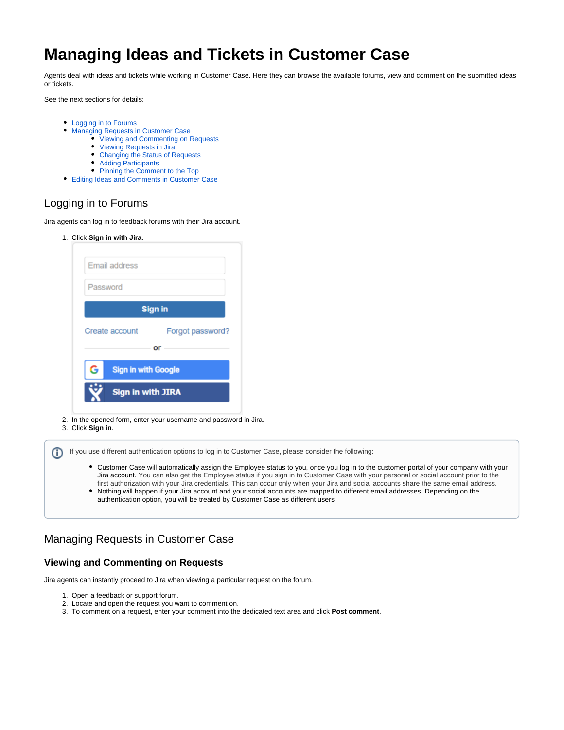# Managing Ideas and Tickets in Customer Case

Agents deal with ideas and tickets while working in Customer Case. Here they can browse the available forums, view and comment on the submitted ideas or tickets.

See the next sections for details:

- Logging in to Forums
- Managing Requests in Customer Case
  - Viewing and Commenting on Requests
  - Viewing Requests in Jira
  - Changing the Status of Requests
  - Adding Participants
  - Pinning the Comment to the Top
- Editing Ideas and Comments in Customer Case

## Logging in to Forums

Jira agents can log in to feedback forums with their Jira account.

1. Click **Sign in with Jira**.
2. In the opened form, enter your username and password in Jira.
3. Click **Sign in**.

> If you use different authentication options to log in to Customer Case, please consider the following:
>
> - Customer Case will automatically assign the Employee status to you, once you log in to the customer portal of your company with your Jira account. You can also get the Employee status if you sign in to Customer Case with your personal or social account prior to the first authorization with your Jira credentials. This can occur only when your Jira and social accounts share the same email address.
> - Nothing will happen if your Jira account and your social accounts are mapped to different email addresses. Depending on the authentication option, you will be treated by Customer Case as different users

## Managing Requests in Customer Case

### Viewing and Commenting on Requests

Jira agents can instantly proceed to Jira when viewing a particular request on the forum.

1. Open a feedback or support forum.
2. Locate and open the request you want to comment on.
3. To comment on a request, enter your comment into the dedicated text area and click **Post comment**.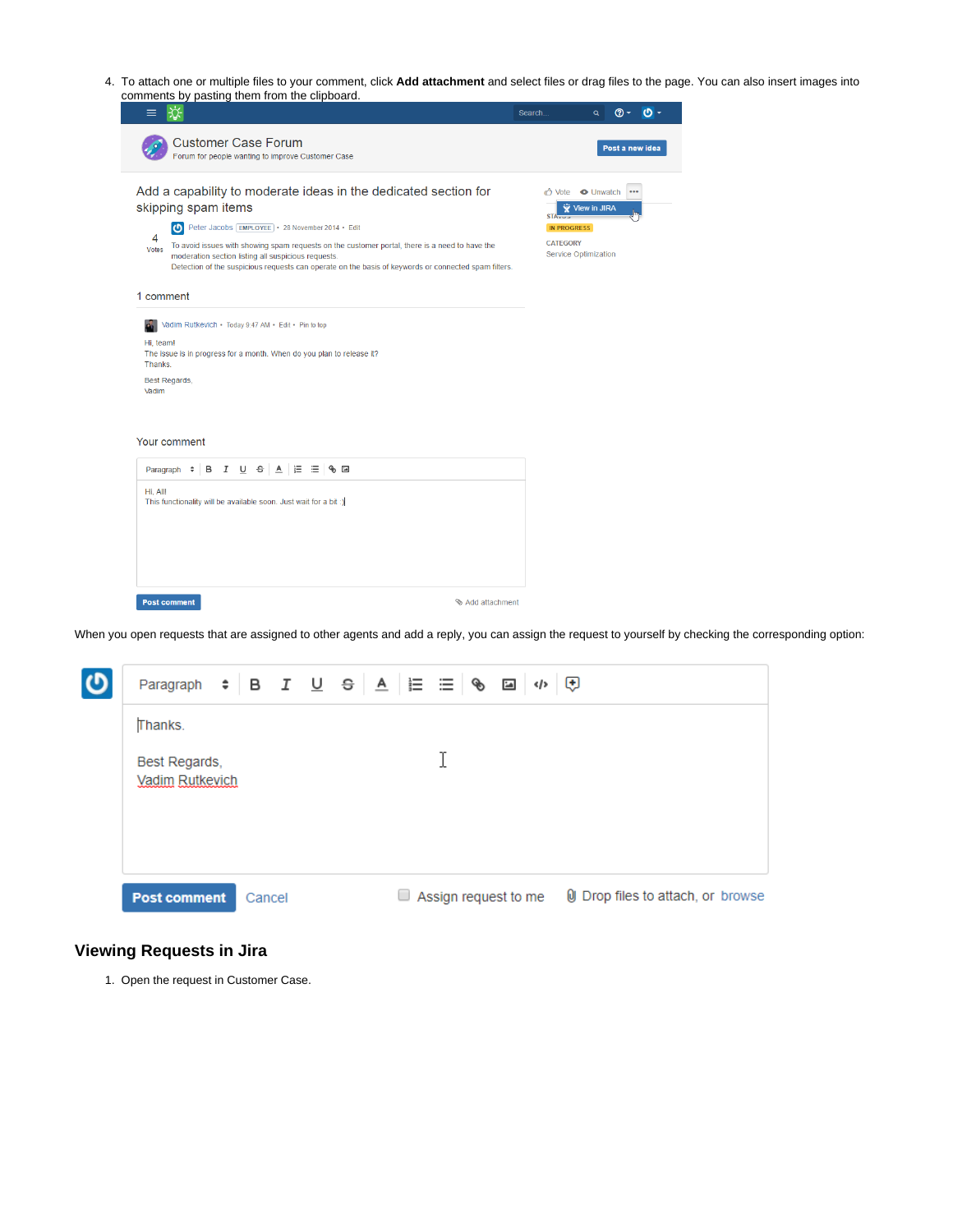4. To attach one or multiple files to your comment, click **Add attachment** and select files or drag files to the page. You can also insert images into comments by pasting them from the clipboard.

When you open requests that are assigned to other agents and add a reply, you can assign the request to yourself by checking the corresponding option:

## Viewing Requests in Jira

1. Open the request in Customer Case.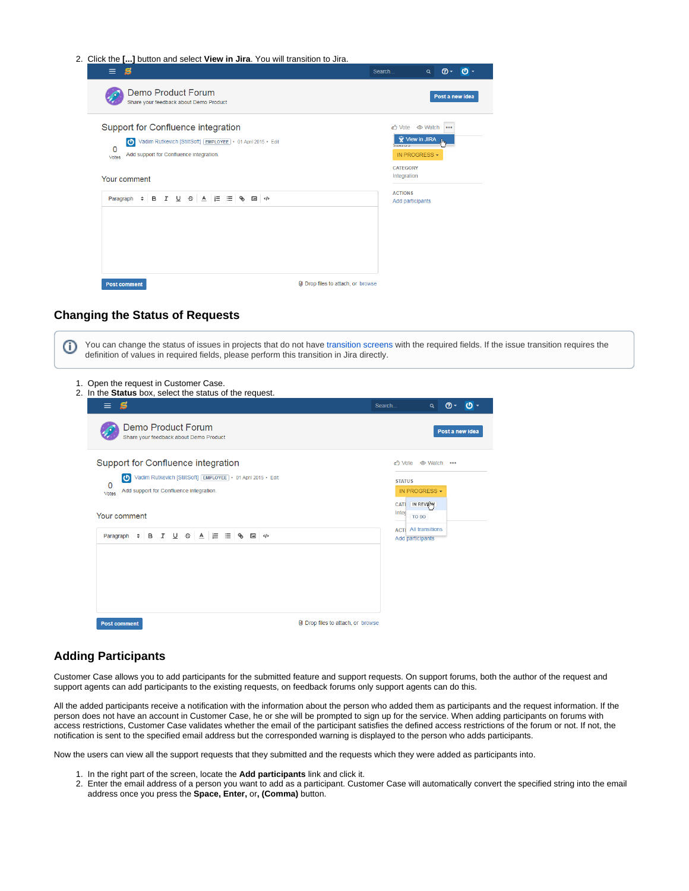2. Click the **[...]** button and select **View in Jira**. You will transition to Jira.

## Changing the Status of Requests

You can change the status of issues in projects that do not have transition screens with the required fields. If the issue transition requires the definition of values in required fields, please perform this transition in Jira directly.

1. Open the request in Customer Case.
2. In the **Status** box, select the status of the request.

## Adding Participants

Customer Case allows you to add participants for the submitted feature and support requests. On support forums, both the author of the request and support agents can add participants to the existing requests, on feedback forums only support agents can do this.

All the added participants receive a notification with the information about the person who added them as participants and the request information. If the person does not have an account in Customer Case, he or she will be prompted to sign up for the service. When adding participants on forums with access restrictions, Customer Case validates whether the email of the participant satisfies the defined access restrictions of the forum or not. If not, the notification is sent to the specified email address but the corresponded warning is displayed to the person who adds participants.

Now the users can view all the support requests that they submitted and the requests which they were added as participants into.

1. In the right part of the screen, locate the **Add participants** link and click it.
2. Enter the email address of a person you want to add as a participant. Customer Case will automatically convert the specified string into the email address once you press the **Space, Enter,** or**, (Comma)** button.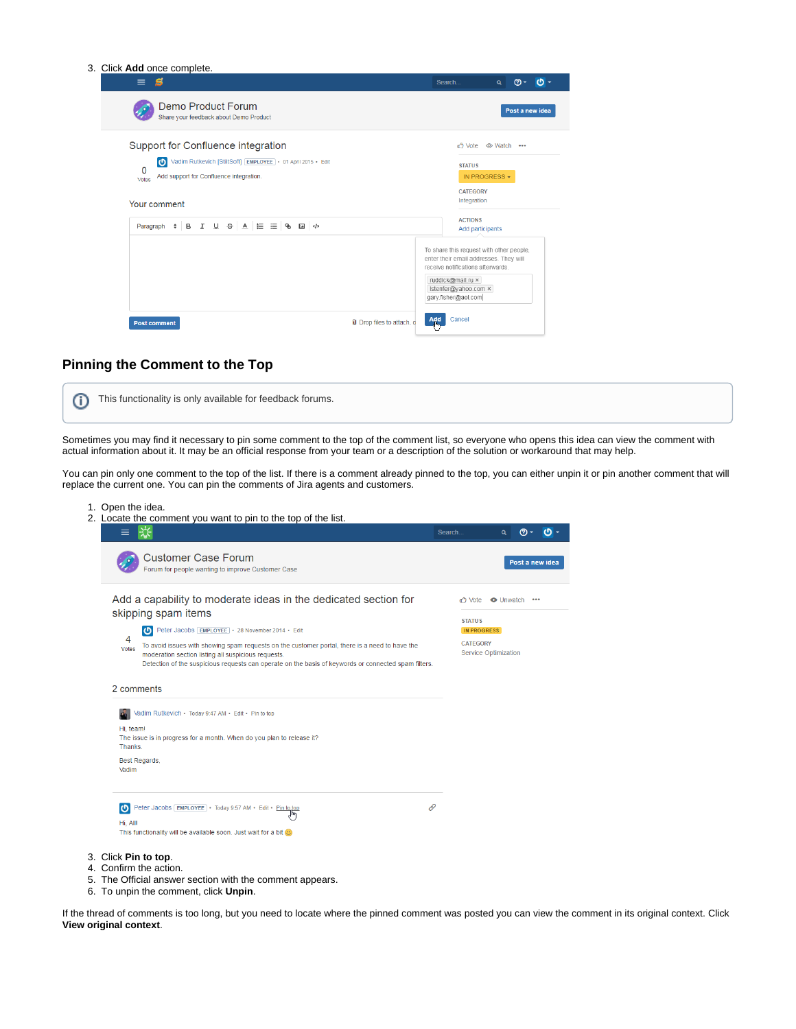3. Click **Add** once complete.

## Pinning the Comment to the Top

This functionality is only available for feedback forums.

Sometimes you may find it necessary to pin some comment to the top of the comment list, so everyone who opens this idea can view the comment with actual information about it. It may be an official response from your team or a description of the solution or workaround that may help.

You can pin only one comment to the top of the list. If there is a comment already pinned to the top, you can either unpin it or pin another comment that will replace the current one. You can pin the comments of Jira agents and customers.

1. Open the idea.
2. Locate the comment you want to pin to the top of the list.
3. Click **Pin to top**.
4. Confirm the action.
5. The Official answer section with the comment appears.
6. To unpin the comment, click **Unpin**.

If the thread of comments is too long, but you need to locate where the pinned comment was posted you can view the comment in its original context. Click **View original context**.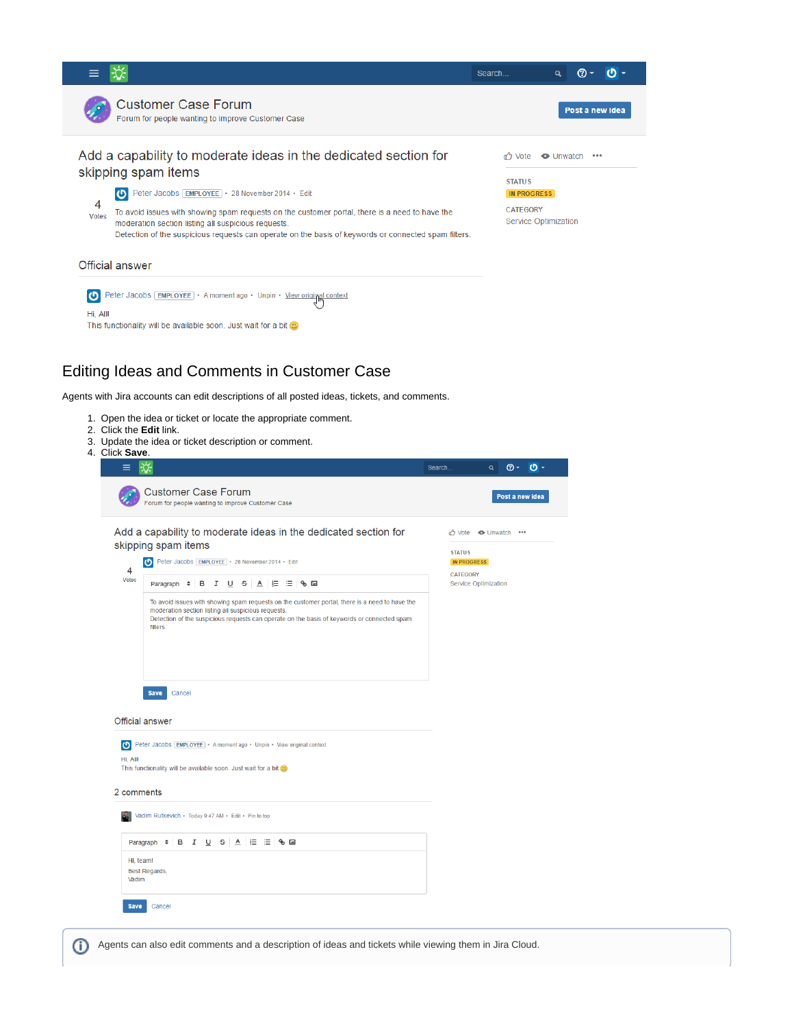Customer Case Forum

Forum for people wanting to improve Customer Case

Post a new idea

Add a capability to moderate ideas in the dedicated section for skipping spam items

Peter Jacobs EMPLOYEE • 28 November 2014 • Edit

4 Votes

To avoid issues with showing spam requests on the customer portal, there is a need to have the moderation section listing all suspicious requests.
Detection of the suspicious requests can operate on the basis of keywords or connected spam filters.

Vote Unwatch

STATUS
IN PROGRESS

CATEGORY
Service Optimization

Official answer

Peter Jacobs EMPLOYEE • A moment ago • Unpin • View original context

Hi, All!
This functionality will be available soon. Just wait for a bit

## Editing Ideas and Comments in Customer Case

Agents with Jira accounts can edit descriptions of all posted ideas, tickets, and comments.

1. Open the idea or ticket or locate the appropriate comment.
2. Click the **Edit** link.
3. Update the idea or ticket description or comment.
4. Click **Save**.

Customer Case Forum

Forum for people wanting to improve Customer Case

Post a new idea

Add a capability to moderate ideas in the dedicated section for skipping spam items

Peter Jacobs EMPLOYEE • 28 November 2014 • Edit

4 Votes

To avoid issues with showing spam requests on the customer portal, there is a need to have the moderation section listing all suspicious requests.
Detection of the suspicious requests can operate on the basis of keywords or connected spam filters.

Save Cancel

Vote Unwatch

STATUS
IN PROGRESS

CATEGORY
Service Optimization

Official answer

Peter Jacobs EMPLOYEE • A moment ago • Unpin • View original context

Hi, All
This functionality will be available soon. Just wait for a bit

2 comments

Vadim Rutkevich • Today 9:47 AM • Edit • Pin to top

Hi, team!
Best Regards,
Vadim

Save Cancel

Agents can also edit comments and a description of ideas and tickets while viewing them in Jira Cloud.